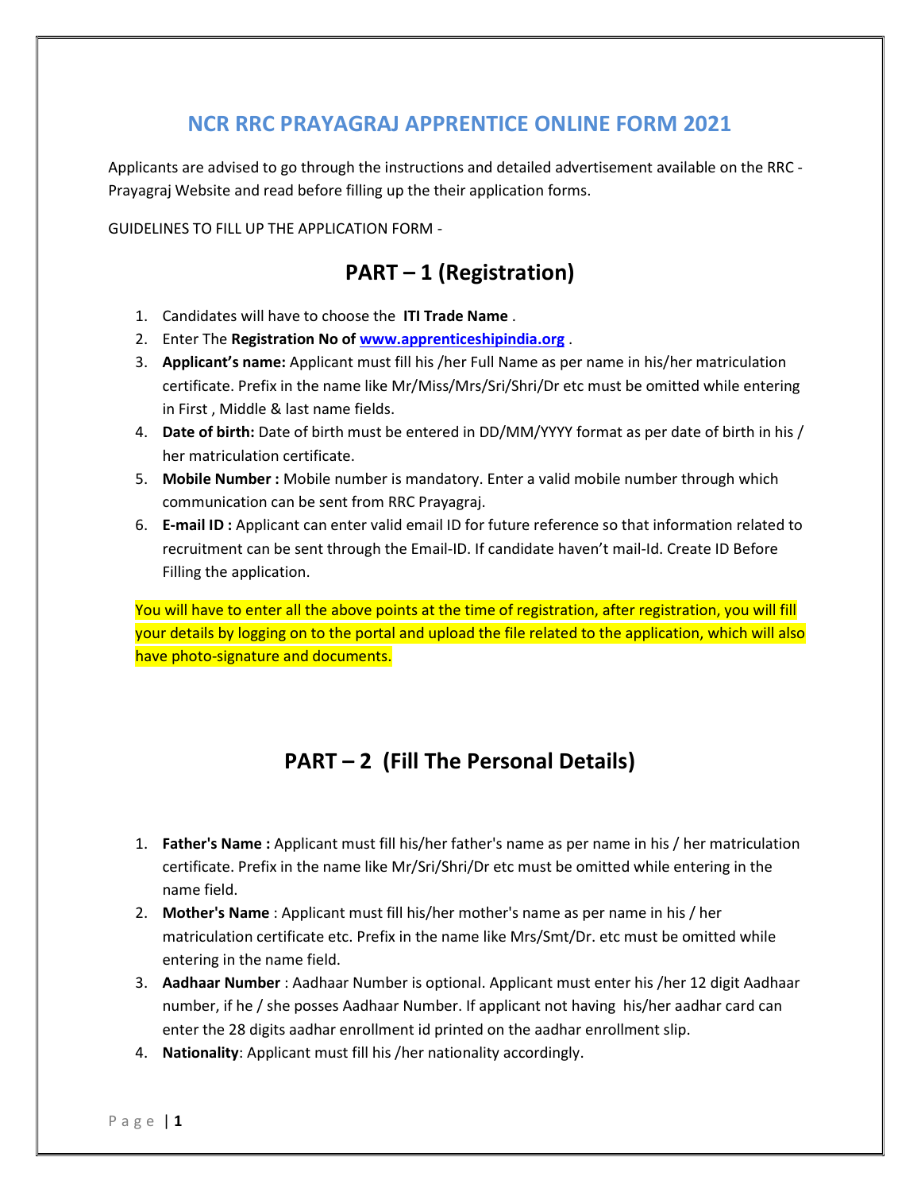# NCR RRC PRAYAGRAJ APPRENTICE ONLINE FORM 2021

Applicants are advised to go through the instructions and detailed advertisement available on the RRC - Prayagraj Website and read before filling up the their application forms.

GUIDELINES TO FILL UP THE APPLICATION FORM -

## PART – 1 (Registration)

1. Candidates will have to choose the **ITI Trade Name** .
2. Enter The **Registration No of [www.apprenticeshipindia.org](http://www.apprenticeshipindia.org)** .
3. **Applicant's name:** Applicant must fill his /her Full Name as per name in his/her matriculation certificate. Prefix in the name like Mr/Miss/Mrs/Sri/Shri/Dr etc must be omitted while entering in First , Middle & last name fields.
4. **Date of birth:** Date of birth must be entered in DD/MM/YYYY format as per date of birth in his / her matriculation certificate.
5. **Mobile Number :** Mobile number is mandatory. Enter a valid mobile number through which communication can be sent from RRC Prayagraj.
6. **E-mail ID :** Applicant can enter valid email ID for future reference so that information related to recruitment can be sent through the Email-ID. If candidate haven't mail-Id. Create ID Before Filling the application.

You will have to enter all the above points at the time of registration, after registration, you will fill your details by logging on to the portal and upload the file related to the application, which will also have photo-signature and documents.

## PART – 2 (Fill The Personal Details)

1. **Father's Name :** Applicant must fill his/her father's name as per name in his / her matriculation certificate. Prefix in the name like Mr/Sri/Shri/Dr etc must be omitted while entering in the name field.
2. **Mother's Name** : Applicant must fill his/her mother's name as per name in his / her matriculation certificate etc. Prefix in the name like Mrs/Smt/Dr. etc must be omitted while entering in the name field.
3. **Aadhaar Number** : Aadhaar Number is optional. Applicant must enter his /her 12 digit Aadhaar number, if he / she posses Aadhaar Number. If applicant not having his/her aadhar card can enter the 28 digits aadhar enrollment id printed on the aadhar enrollment slip.
4. **Nationality**: Applicant must fill his /her nationality accordingly.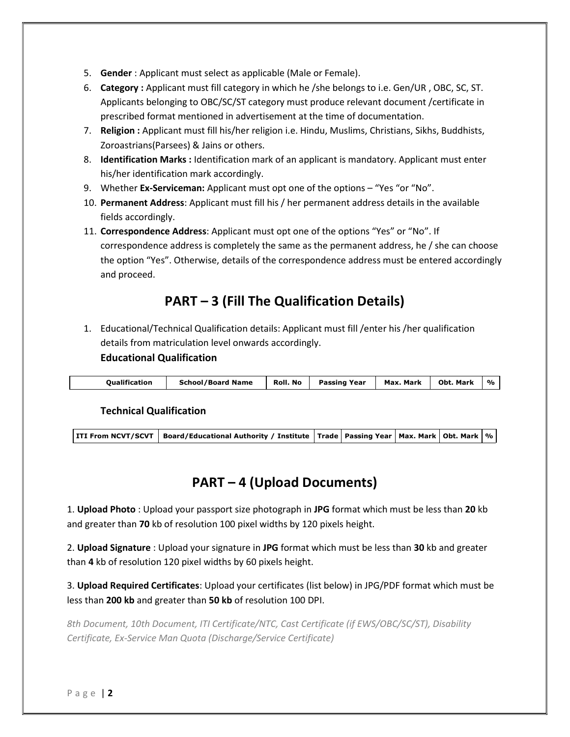5. **Gender** : Applicant must select as applicable (Male or Female).
6. **Category :** Applicant must fill category in which he /she belongs to i.e. Gen/UR , OBC, SC, ST. Applicants belonging to OBC/SC/ST category must produce relevant document /certificate in prescribed format mentioned in advertisement at the time of documentation.
7. **Religion :** Applicant must fill his/her religion i.e. Hindu, Muslims, Christians, Sikhs, Buddhists, Zoroastrians(Parsees) & Jains or others.
8. **Identification Marks :** Identification mark of an applicant is mandatory. Applicant must enter his/her identification mark accordingly.
9. Whether **Ex-Serviceman:** Applicant must opt one of the options – "Yes "or "No".
10. **Permanent Address**: Applicant must fill his / her permanent address details in the available fields accordingly.
11. **Correspondence Address**: Applicant must opt one of the options "Yes" or "No". If correspondence address is completely the same as the permanent address, he / she can choose the option "Yes". Otherwise, details of the correspondence address must be entered accordingly and proceed.

## PART – 3 (Fill The Qualification Details)

1. Educational/Technical Qualification details: Applicant must fill /enter his /her qualification details from matriculation level onwards accordingly.

   **Educational Qualification**

| Qualification | School/Board Name | Roll. No | Passing Year | Max. Mark | Obt. Mark | % |
|---|---|---|---|---|---|---|

   **Technical Qualification**

| ITI From NCVT/SCVT | Board/Educational Authority / Institute | Trade | Passing Year | Max. Mark | Obt. Mark | % |
|---|---|---|---|---|---|---|

## PART – 4 (Upload Documents)

1. **Upload Photo** : Upload your passport size photograph in **JPG** format which must be less than **20** kb and greater than **70** kb of resolution 100 pixel widths by 120 pixels height.

2. **Upload Signature** : Upload your signature in **JPG** format which must be less than **30** kb and greater than **4** kb of resolution 120 pixel widths by 60 pixels height.

3. **Upload Required Certificates**: Upload your certificates (list below) in JPG/PDF format which must be less than **200 kb** and greater than **50 kb** of resolution 100 DPI.

*8th Document, 10th Document, ITI Certificate/NTC, Cast Certificate (if EWS/OBC/SC/ST), Disability Certificate, Ex-Service Man Quota (Discharge/Service Certificate)*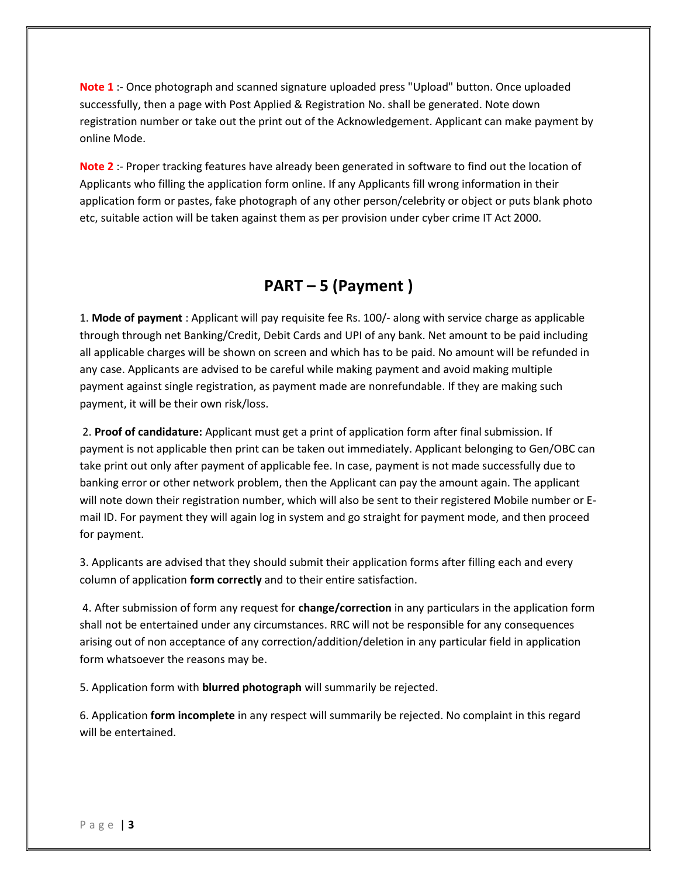**Note 1** :- Once photograph and scanned signature uploaded press "Upload" button. Once uploaded successfully, then a page with Post Applied & Registration No. shall be generated. Note down registration number or take out the print out of the Acknowledgement. Applicant can make payment by online Mode.

**Note 2** :- Proper tracking features have already been generated in software to find out the location of Applicants who filling the application form online. If any Applicants fill wrong information in their application form or pastes, fake photograph of any other person/celebrity or object or puts blank photo etc, suitable action will be taken against them as per provision under cyber crime IT Act 2000.

## PART – 5 (Payment )

1. **Mode of payment** : Applicant will pay requisite fee Rs. 100/- along with service charge as applicable through through net Banking/Credit, Debit Cards and UPI of any bank. Net amount to be paid including all applicable charges will be shown on screen and which has to be paid. No amount will be refunded in any case. Applicants are advised to be careful while making payment and avoid making multiple payment against single registration, as payment made are nonrefundable. If they are making such payment, it will be their own risk/loss.

2. **Proof of candidature:** Applicant must get a print of application form after final submission. If payment is not applicable then print can be taken out immediately. Applicant belonging to Gen/OBC can take print out only after payment of applicable fee. In case, payment is not made successfully due to banking error or other network problem, then the Applicant can pay the amount again. The applicant will note down their registration number, which will also be sent to their registered Mobile number or E-mail ID. For payment they will again log in system and go straight for payment mode, and then proceed for payment.

3. Applicants are advised that they should submit their application forms after filling each and every column of application **form correctly** and to their entire satisfaction.

4. After submission of form any request for **change/correction** in any particulars in the application form shall not be entertained under any circumstances. RRC will not be responsible for any consequences arising out of non acceptance of any correction/addition/deletion in any particular field in application form whatsoever the reasons may be.

5. Application form with **blurred photograph** will summarily be rejected.

6. Application **form incomplete** in any respect will summarily be rejected. No complaint in this regard will be entertained.